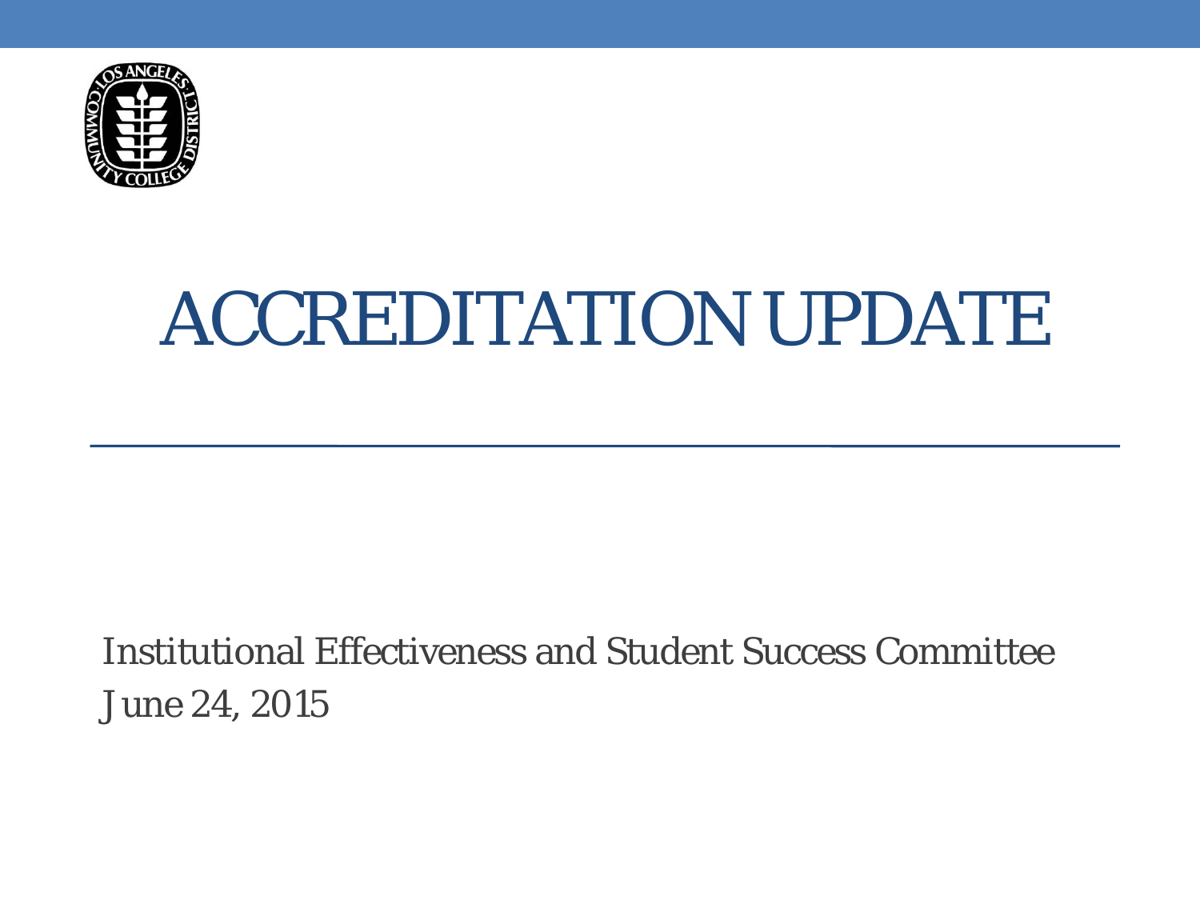# ACCREDITATION UPDATE

Institutional Effectiveness and Student Success Committee

June 24, 2015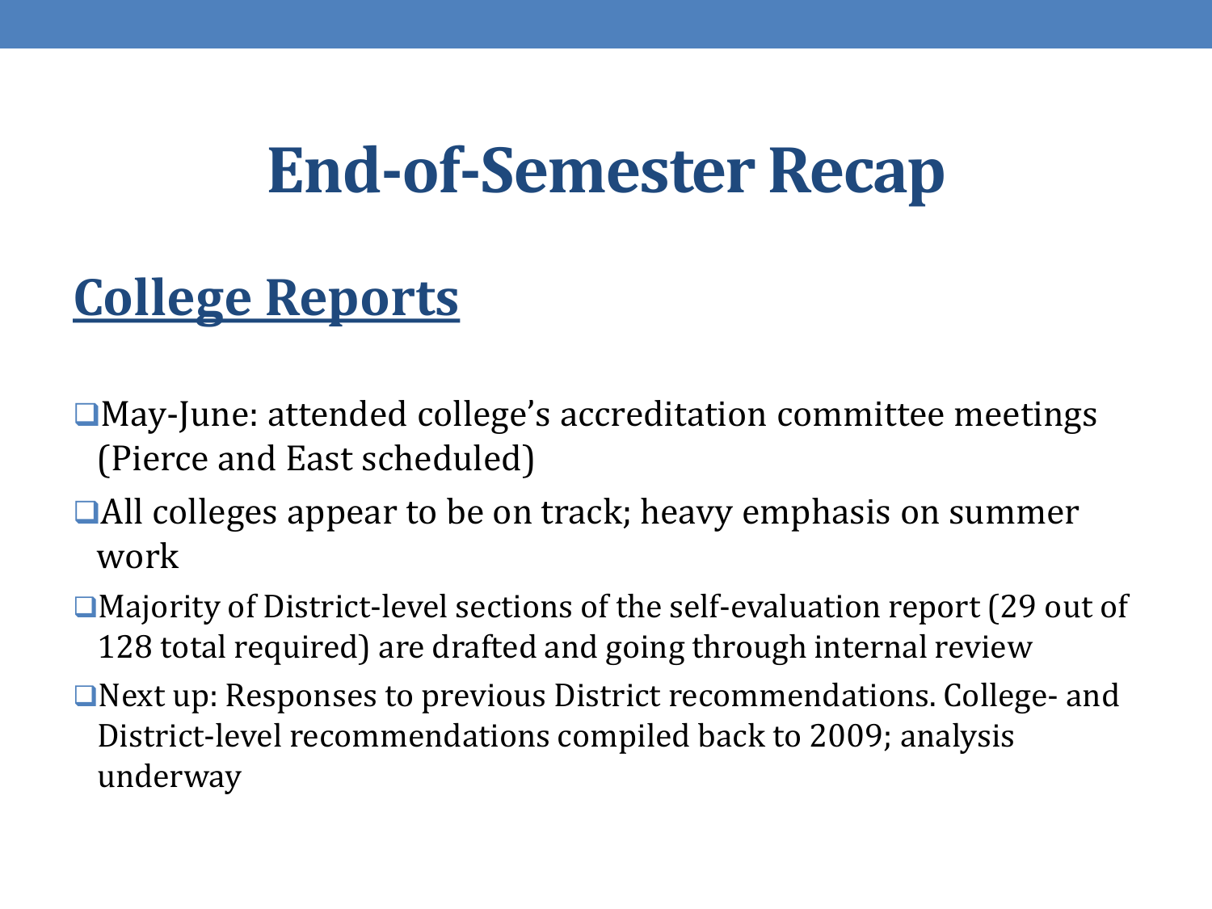# End-of-Semester Recap

## College Reports

- May-June: attended college's accreditation committee meetings (Pierce and East scheduled)
- All colleges appear to be on track; heavy emphasis on summer work
- Majority of District-level sections of the self-evaluation report (29 out of 128 total required) are drafted and going through internal review
- Next up: Responses to previous District recommendations. College- and District-level recommendations compiled back to 2009; analysis underway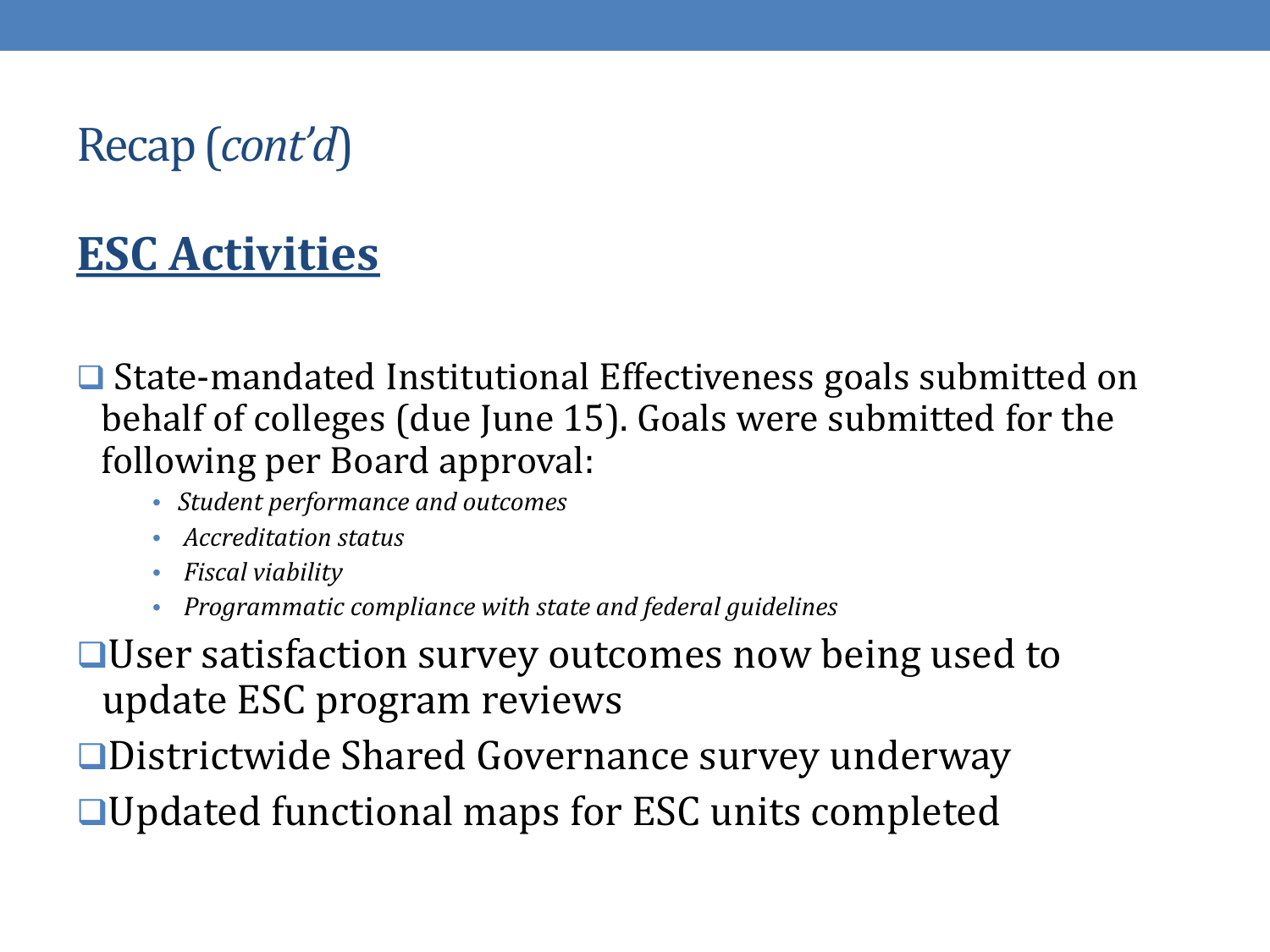# Recap (*cont'd*)

## **ESC Activities**

- State-mandated Institutional Effectiveness goals submitted on behalf of colleges (due June 15). Goals were submitted for the following per Board approval:
  - *Student performance and outcomes*
  - *Accreditation status*
  - *Fiscal viability*
  - *Programmatic compliance with state and federal guidelines*
- User satisfaction survey outcomes now being used to update ESC program reviews
- Districtwide Shared Governance survey underway
- Updated functional maps for ESC units completed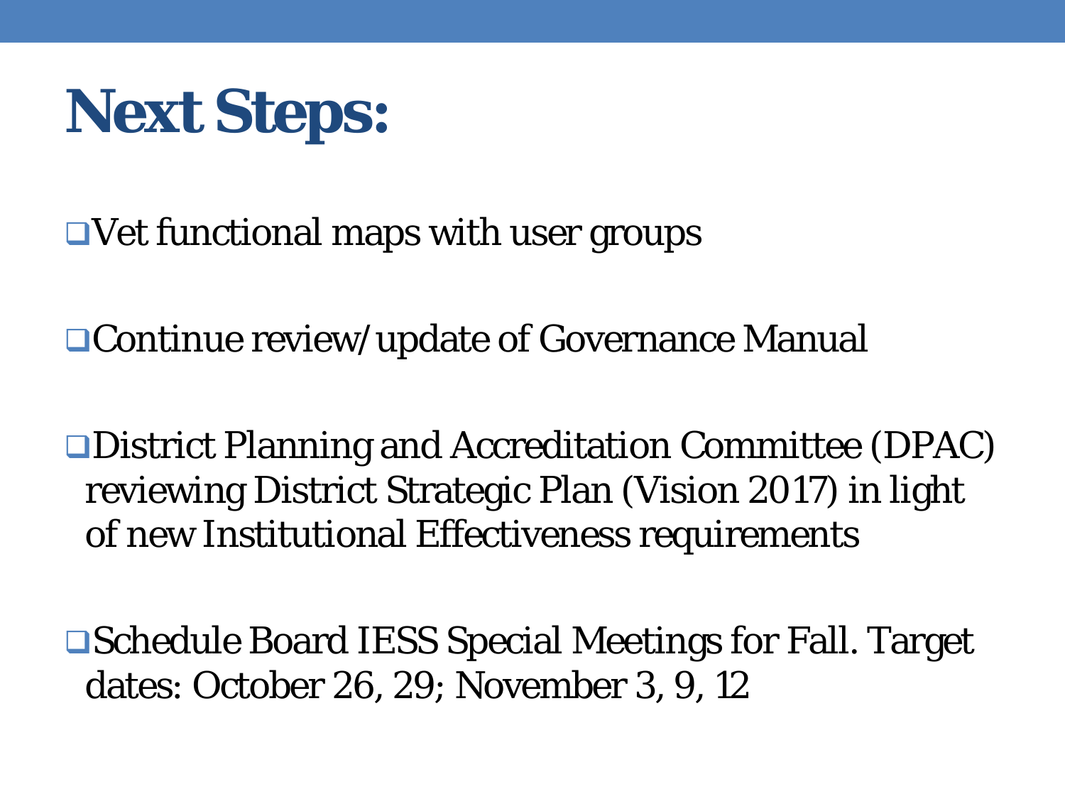# Next Steps:

- Vet functional maps with user groups
- Continue review/update of Governance Manual
- District Planning and Accreditation Committee (DPAC) reviewing District Strategic Plan (Vision 2017) in light of new Institutional Effectiveness requirements
- Schedule Board IESS Special Meetings for Fall. Target dates: October 26, 29; November 3, 9, 12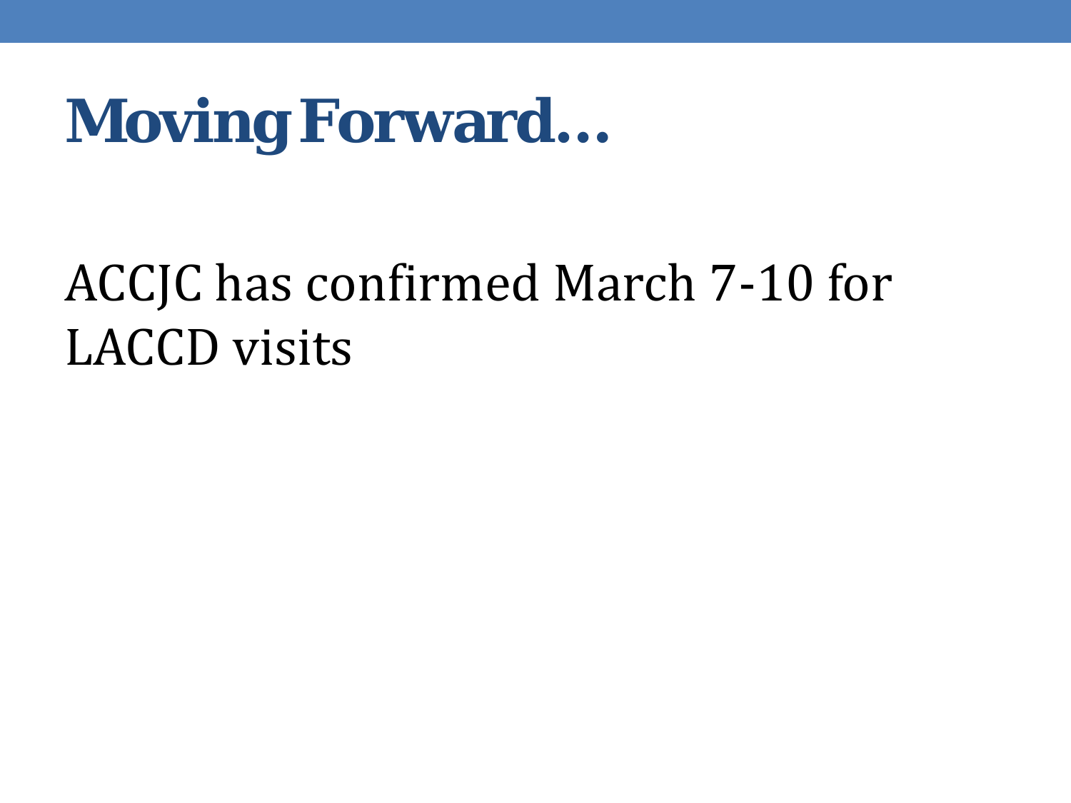# Moving Forward…

ACCJC has confirmed March 7-10 for LACCD visits